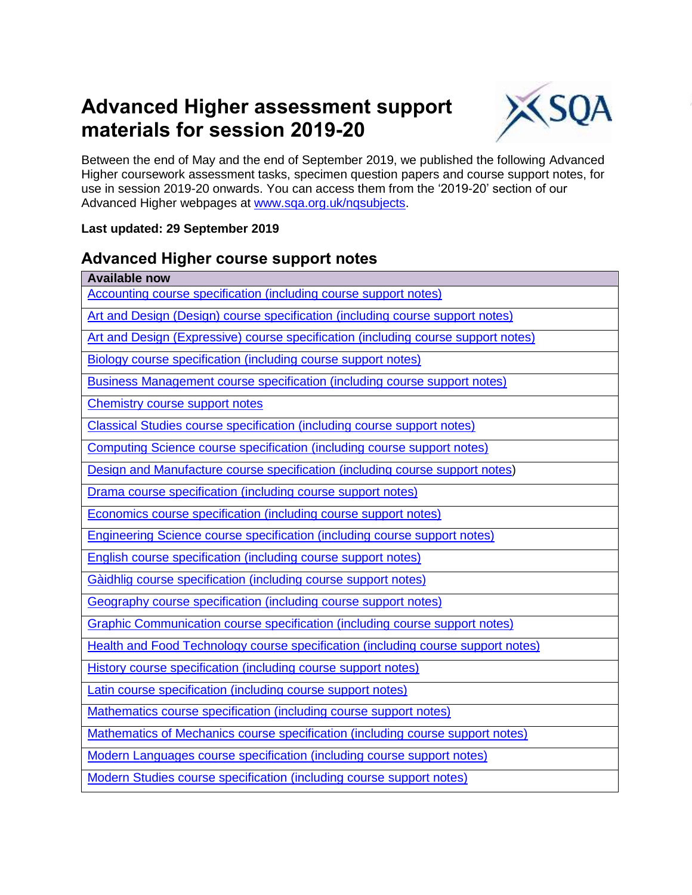# Advanced Higher assessment support materials for session 2019-20

Between the end of May and the end of September 2019, we published the following Advanced Higher coursework assessment tasks, specimen question papers and course support notes, for use in session 2019-20 onwards. You can access them from the '2019-20' section of our Advanced Higher webpages at www.sqa.org.uk/nqsubjects.

**Last updated: 29 September 2019**

## Advanced Higher course support notes

| Available now |
|---|
| Accounting course specification (including course support notes) |
| Art and Design (Design) course specification (including course support notes) |
| Art and Design (Expressive) course specification (including course support notes) |
| Biology course specification (including course support notes) |
| Business Management course specification (including course support notes) |
| Chemistry course support notes |
| Classical Studies course specification (including course support notes) |
| Computing Science course specification (including course support notes) |
| Design and Manufacture course specification (including course support notes) |
| Drama course specification (including course support notes) |
| Economics course specification (including course support notes) |
| Engineering Science course specification (including course support notes) |
| English course specification (including course support notes) |
| Gàidhlig course specification (including course support notes) |
| Geography course specification (including course support notes) |
| Graphic Communication course specification (including course support notes) |
| Health and Food Technology course specification (including course support notes) |
| History course specification (including course support notes) |
| Latin course specification (including course support notes) |
| Mathematics course specification (including course support notes) |
| Mathematics of Mechanics course specification (including course support notes) |
| Modern Languages course specification (including course support notes) |
| Modern Studies course specification (including course support notes) |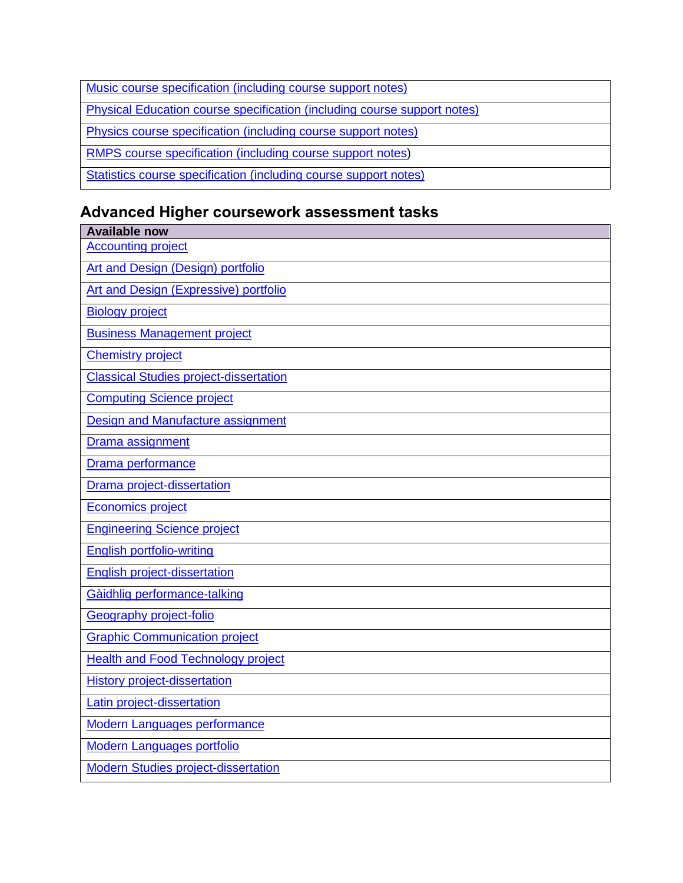| Music course specification (including course support notes) |
|---|
| Physical Education course specification (including course support notes) |
| Physics course specification (including course support notes) |
| RMPS course specification (including course support notes) |
| Statistics course specification (including course support notes) |

## Advanced Higher coursework assessment tasks

| **Available now** |
|---|
| Accounting project |
| Art and Design (Design) portfolio |
| Art and Design (Expressive) portfolio |
| Biology project |
| Business Management project |
| Chemistry project |
| Classical Studies project-dissertation |
| Computing Science project |
| Design and Manufacture assignment |
| Drama assignment |
| Drama performance |
| Drama project-dissertation |
| Economics project |
| Engineering Science project |
| English portfolio-writing |
| English project-dissertation |
| Gàidhlig performance-talking |
| Geography project-folio |
| Graphic Communication project |
| Health and Food Technology project |
| History project-dissertation |
| Latin project-dissertation |
| Modern Languages performance |
| Modern Languages portfolio |
| Modern Studies project-dissertation |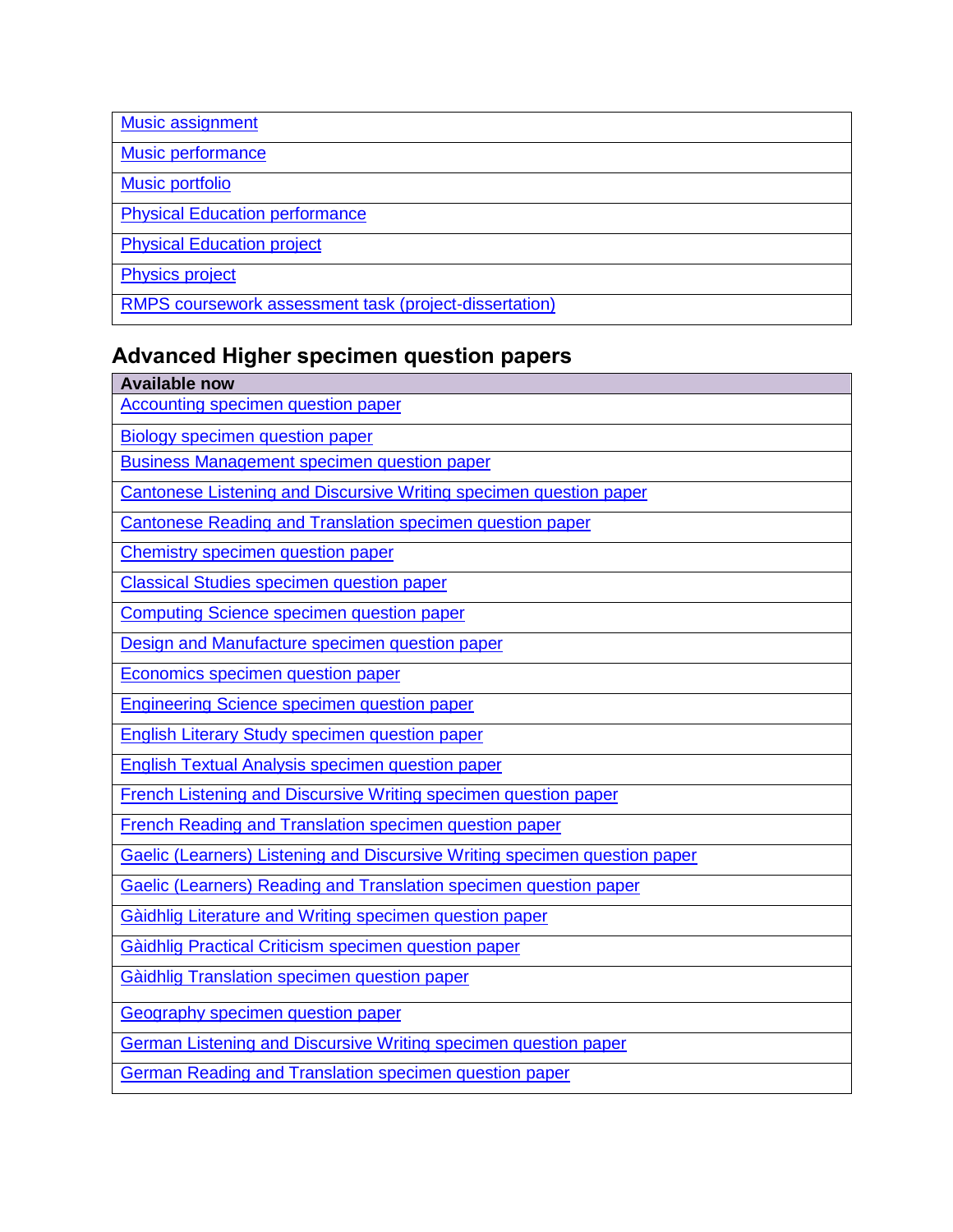| |
|---|
| Music assignment |
| Music performance |
| Music portfolio |
| Physical Education performance |
| Physical Education project |
| Physics project |
| RMPS coursework assessment task (project-dissertation) |

## Advanced Higher specimen question papers

| Available now |
|---|
| Accounting specimen question paper |
| Biology specimen question paper |
| Business Management specimen question paper |
| Cantonese Listening and Discursive Writing specimen question paper |
| Cantonese Reading and Translation specimen question paper |
| Chemistry specimen question paper |
| Classical Studies specimen question paper |
| Computing Science specimen question paper |
| Design and Manufacture specimen question paper |
| Economics specimen question paper |
| Engineering Science specimen question paper |
| English Literary Study specimen question paper |
| English Textual Analysis specimen question paper |
| French Listening and Discursive Writing specimen question paper |
| French Reading and Translation specimen question paper |
| Gaelic (Learners) Listening and Discursive Writing specimen question paper |
| Gaelic (Learners) Reading and Translation specimen question paper |
| Gàidhlig Literature and Writing specimen question paper |
| Gàidhlig Practical Criticism specimen question paper |
| Gàidhlig Translation specimen question paper |
| Geography specimen question paper |
| German Listening and Discursive Writing specimen question paper |
| German Reading and Translation specimen question paper |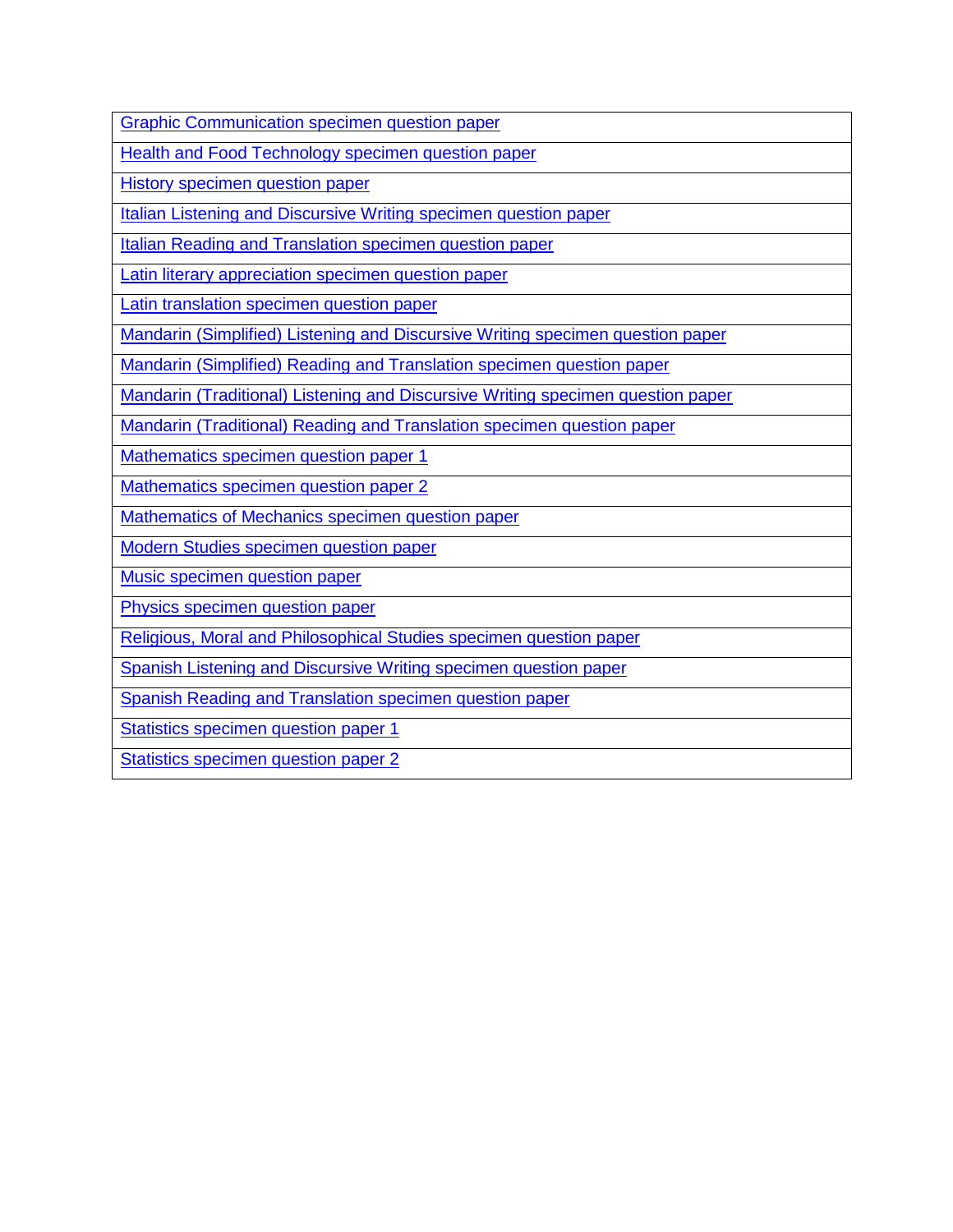| |
|---|
| Graphic Communication specimen question paper |
| Health and Food Technology specimen question paper |
| History specimen question paper |
| Italian Listening and Discursive Writing specimen question paper |
| Italian Reading and Translation specimen question paper |
| Latin literary appreciation specimen question paper |
| Latin translation specimen question paper |
| Mandarin (Simplified) Listening and Discursive Writing specimen question paper |
| Mandarin (Simplified) Reading and Translation specimen question paper |
| Mandarin (Traditional) Listening and Discursive Writing specimen question paper |
| Mandarin (Traditional) Reading and Translation specimen question paper |
| Mathematics specimen question paper 1 |
| Mathematics specimen question paper 2 |
| Mathematics of Mechanics specimen question paper |
| Modern Studies specimen question paper |
| Music specimen question paper |
| Physics specimen question paper |
| Religious, Moral and Philosophical Studies specimen question paper |
| Spanish Listening and Discursive Writing specimen question paper |
| Spanish Reading and Translation specimen question paper |
| Statistics specimen question paper 1 |
| Statistics specimen question paper 2 |